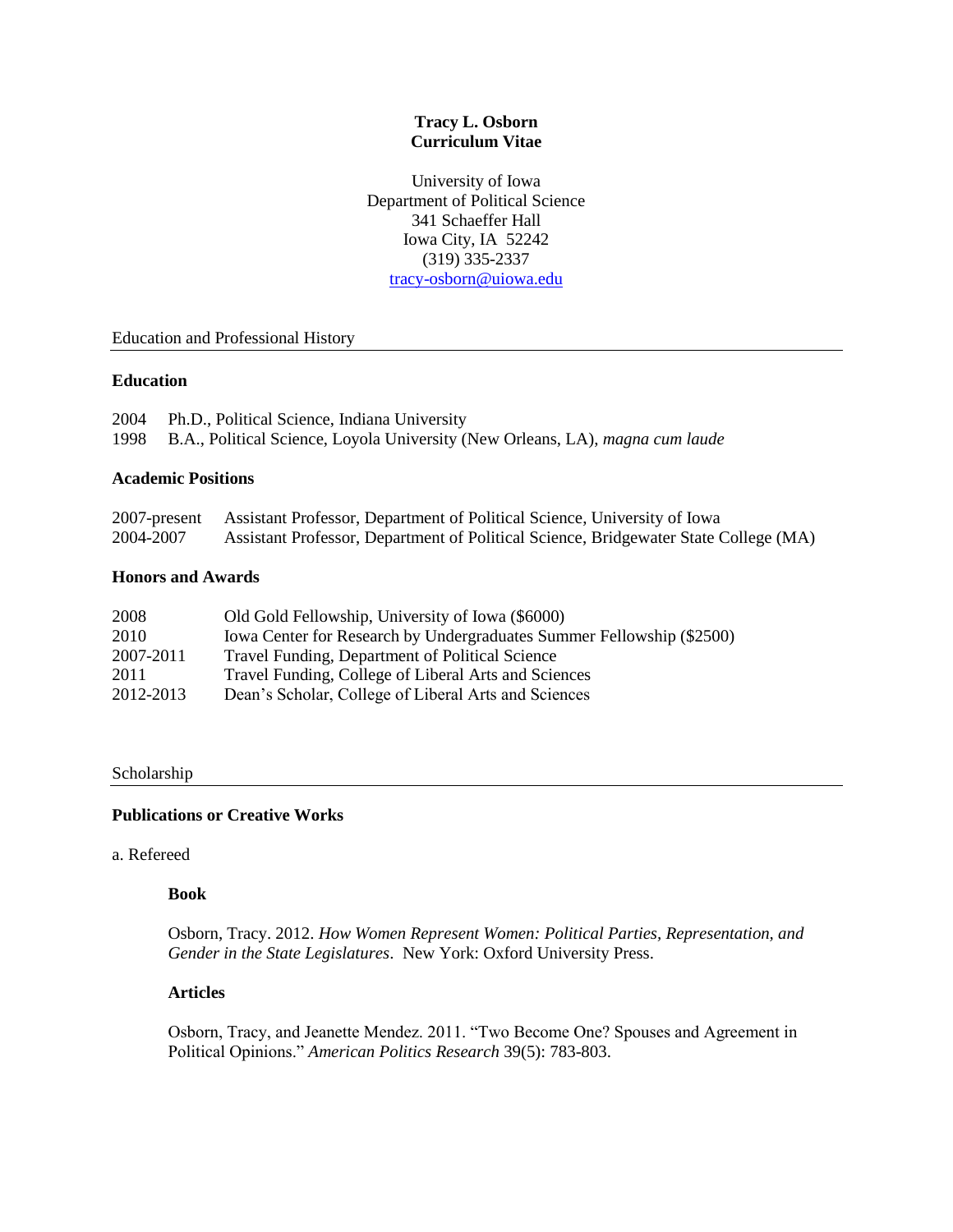# Tracy L. Osborn
# Curriculum Vitae

University of Iowa
Department of Political Science
341 Schaeffer Hall
Iowa City, IA 52242
(319) 335-2337
tracy-osborn@uiowa.edu

## Education and Professional History

### Education

2004 Ph.D., Political Science, Indiana University
1998 B.A., Political Science, Loyola University (New Orleans, LA), *magna cum laude*

### Academic Positions

2007-present Assistant Professor, Department of Political Science, University of Iowa
2004-2007 Assistant Professor, Department of Political Science, Bridgewater State College (MA)

### Honors and Awards

2008 Old Gold Fellowship, University of Iowa ($6000)
2010 Iowa Center for Research by Undergraduates Summer Fellowship ($2500)
2007-2011 Travel Funding, Department of Political Science
2011 Travel Funding, College of Liberal Arts and Sciences
2012-2013 Dean's Scholar, College of Liberal Arts and Sciences

## Scholarship

### Publications or Creative Works

a. Refereed

**Book**

Osborn, Tracy. 2012. *How Women Represent Women: Political Parties, Representation, and Gender in the State Legislatures*. New York: Oxford University Press.

**Articles**

Osborn, Tracy, and Jeanette Mendez. 2011. "Two Become One? Spouses and Agreement in Political Opinions." *American Politics Research* 39(5): 783-803.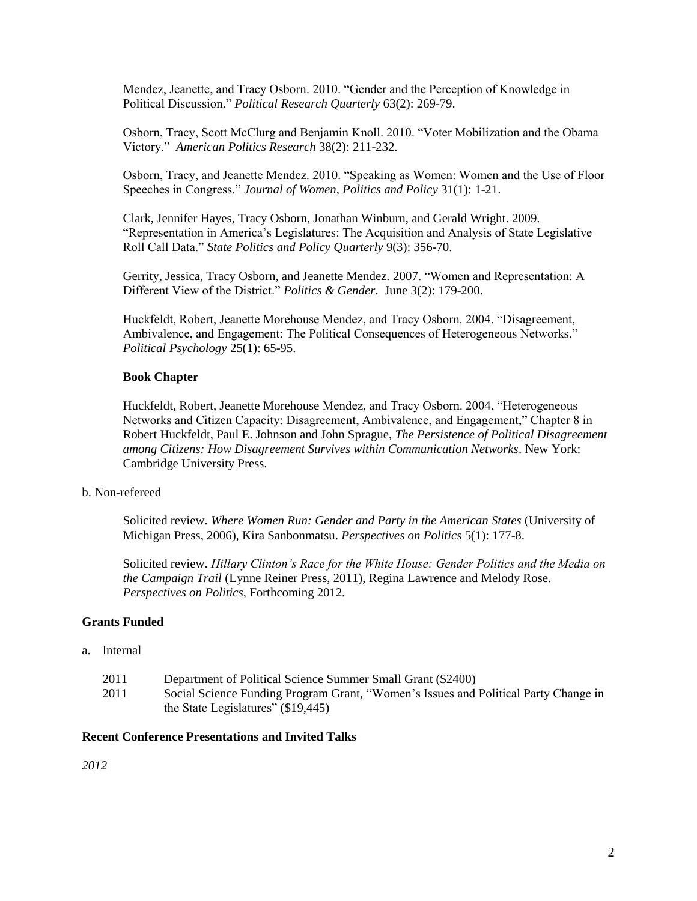Mendez, Jeanette, and Tracy Osborn. 2010. "Gender and the Perception of Knowledge in Political Discussion." *Political Research Quarterly* 63(2): 269-79.

Osborn, Tracy, Scott McClurg and Benjamin Knoll. 2010. "Voter Mobilization and the Obama Victory." *American Politics Research* 38(2): 211-232.

Osborn, Tracy, and Jeanette Mendez. 2010. "Speaking as Women: Women and the Use of Floor Speeches in Congress." *Journal of Women, Politics and Policy* 31(1): 1-21.

Clark, Jennifer Hayes, Tracy Osborn, Jonathan Winburn, and Gerald Wright. 2009. "Representation in America's Legislatures: The Acquisition and Analysis of State Legislative Roll Call Data." *State Politics and Policy Quarterly* 9(3): 356-70.

Gerrity, Jessica, Tracy Osborn, and Jeanette Mendez. 2007. "Women and Representation: A Different View of the District." *Politics & Gender*. June 3(2): 179-200.

Huckfeldt, Robert, Jeanette Morehouse Mendez, and Tracy Osborn. 2004. "Disagreement, Ambivalence, and Engagement: The Political Consequences of Heterogeneous Networks." *Political Psychology* 25(1): 65-95.

**Book Chapter**

Huckfeldt, Robert, Jeanette Morehouse Mendez, and Tracy Osborn. 2004. "Heterogeneous Networks and Citizen Capacity: Disagreement, Ambivalence, and Engagement," Chapter 8 in Robert Huckfeldt, Paul E. Johnson and John Sprague, *The Persistence of Political Disagreement among Citizens: How Disagreement Survives within Communication Networks*. New York: Cambridge University Press.

b. Non-refereed

Solicited review. *Where Women Run: Gender and Party in the American States* (University of Michigan Press, 2006), Kira Sanbonmatsu. *Perspectives on Politics* 5(1): 177-8.

Solicited review. *Hillary Clinton's Race for the White House: Gender Politics and the Media on the Campaign Trail* (Lynne Reiner Press, 2011), Regina Lawrence and Melody Rose. *Perspectives on Politics*, Forthcoming 2012.

## Grants Funded

a. Internal

2011 Department of Political Science Summer Small Grant ($2400)

2011 Social Science Funding Program Grant, "Women's Issues and Political Party Change in the State Legislatures" ($19,445)

## Recent Conference Presentations and Invited Talks

*2012*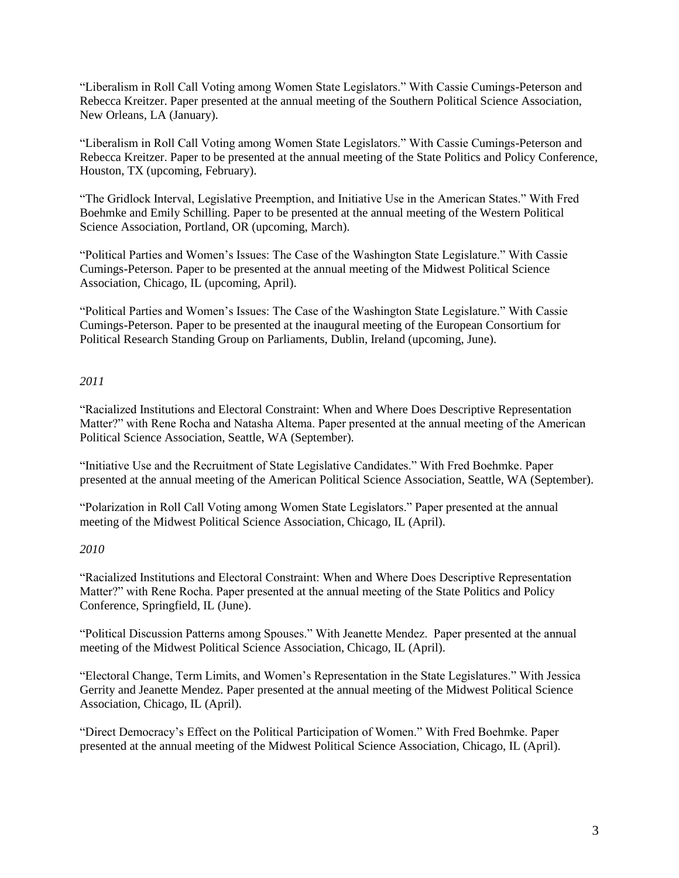"Liberalism in Roll Call Voting among Women State Legislators." With Cassie Cumings-Peterson and Rebecca Kreitzer. Paper presented at the annual meeting of the Southern Political Science Association, New Orleans, LA (January).

"Liberalism in Roll Call Voting among Women State Legislators." With Cassie Cumings-Peterson and Rebecca Kreitzer. Paper to be presented at the annual meeting of the State Politics and Policy Conference, Houston, TX (upcoming, February).

"The Gridlock Interval, Legislative Preemption, and Initiative Use in the American States." With Fred Boehmke and Emily Schilling. Paper to be presented at the annual meeting of the Western Political Science Association, Portland, OR (upcoming, March).

"Political Parties and Women's Issues: The Case of the Washington State Legislature." With Cassie Cumings-Peterson. Paper to be presented at the annual meeting of the Midwest Political Science Association, Chicago, IL (upcoming, April).

"Political Parties and Women's Issues: The Case of the Washington State Legislature." With Cassie Cumings-Peterson. Paper to be presented at the inaugural meeting of the European Consortium for Political Research Standing Group on Parliaments, Dublin, Ireland (upcoming, June).

*2011*

"Racialized Institutions and Electoral Constraint: When and Where Does Descriptive Representation Matter?" with Rene Rocha and Natasha Altema. Paper presented at the annual meeting of the American Political Science Association, Seattle, WA (September).

"Initiative Use and the Recruitment of State Legislative Candidates." With Fred Boehmke. Paper presented at the annual meeting of the American Political Science Association, Seattle, WA (September).

"Polarization in Roll Call Voting among Women State Legislators." Paper presented at the annual meeting of the Midwest Political Science Association, Chicago, IL (April).

*2010*

"Racialized Institutions and Electoral Constraint: When and Where Does Descriptive Representation Matter?" with Rene Rocha. Paper presented at the annual meeting of the State Politics and Policy Conference, Springfield, IL (June).

"Political Discussion Patterns among Spouses." With Jeanette Mendez. Paper presented at the annual meeting of the Midwest Political Science Association, Chicago, IL (April).

"Electoral Change, Term Limits, and Women's Representation in the State Legislatures." With Jessica Gerrity and Jeanette Mendez. Paper presented at the annual meeting of the Midwest Political Science Association, Chicago, IL (April).

"Direct Democracy's Effect on the Political Participation of Women." With Fred Boehmke. Paper presented at the annual meeting of the Midwest Political Science Association, Chicago, IL (April).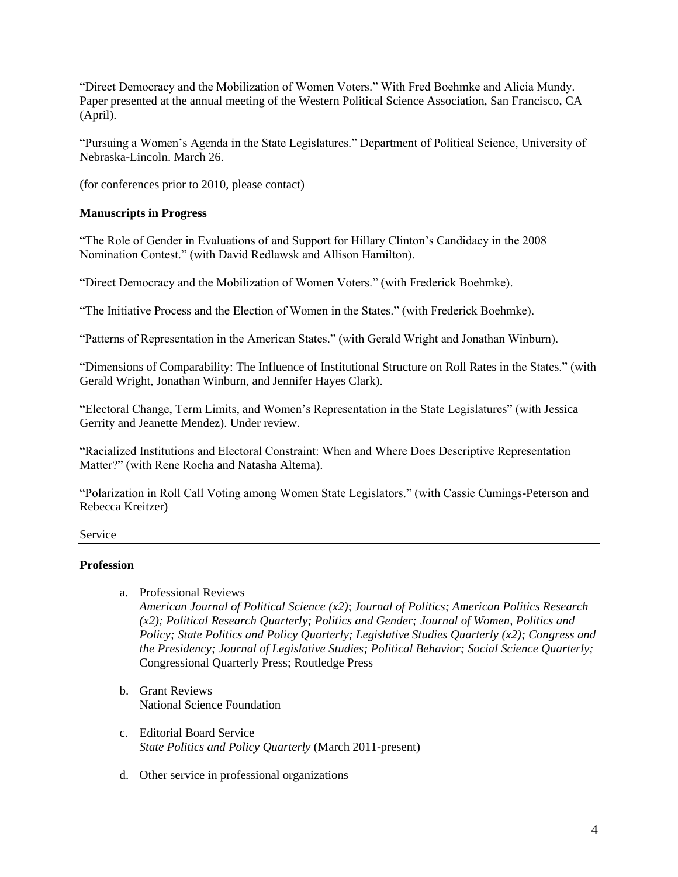"Direct Democracy and the Mobilization of Women Voters." With Fred Boehmke and Alicia Mundy. Paper presented at the annual meeting of the Western Political Science Association, San Francisco, CA (April).

"Pursuing a Women's Agenda in the State Legislatures." Department of Political Science, University of Nebraska-Lincoln. March 26.

(for conferences prior to 2010, please contact)

**Manuscripts in Progress**

"The Role of Gender in Evaluations of and Support for Hillary Clinton's Candidacy in the 2008 Nomination Contest." (with David Redlawsk and Allison Hamilton).

"Direct Democracy and the Mobilization of Women Voters." (with Frederick Boehmke).

"The Initiative Process and the Election of Women in the States." (with Frederick Boehmke).

"Patterns of Representation in the American States." (with Gerald Wright and Jonathan Winburn).

"Dimensions of Comparability: The Influence of Institutional Structure on Roll Rates in the States." (with Gerald Wright, Jonathan Winburn, and Jennifer Hayes Clark).

"Electoral Change, Term Limits, and Women's Representation in the State Legislatures" (with Jessica Gerrity and Jeanette Mendez). Under review.

"Racialized Institutions and Electoral Constraint: When and Where Does Descriptive Representation Matter?" (with Rene Rocha and Natasha Altema).

"Polarization in Roll Call Voting among Women State Legislators." (with Cassie Cumings-Peterson and Rebecca Kreitzer)

## Service

**Profession**

a. Professional Reviews
   *American Journal of Political Science (x2)*; *Journal of Politics; American Politics Research (x2); Political Research Quarterly; Politics and Gender; Journal of Women, Politics and Policy; State Politics and Policy Quarterly; Legislative Studies Quarterly (x2); Congress and the Presidency; Journal of Legislative Studies; Political Behavior; Social Science Quarterly;* Congressional Quarterly Press; Routledge Press

b. Grant Reviews
   National Science Foundation

c. Editorial Board Service
   *State Politics and Policy Quarterly* (March 2011-present)

d. Other service in professional organizations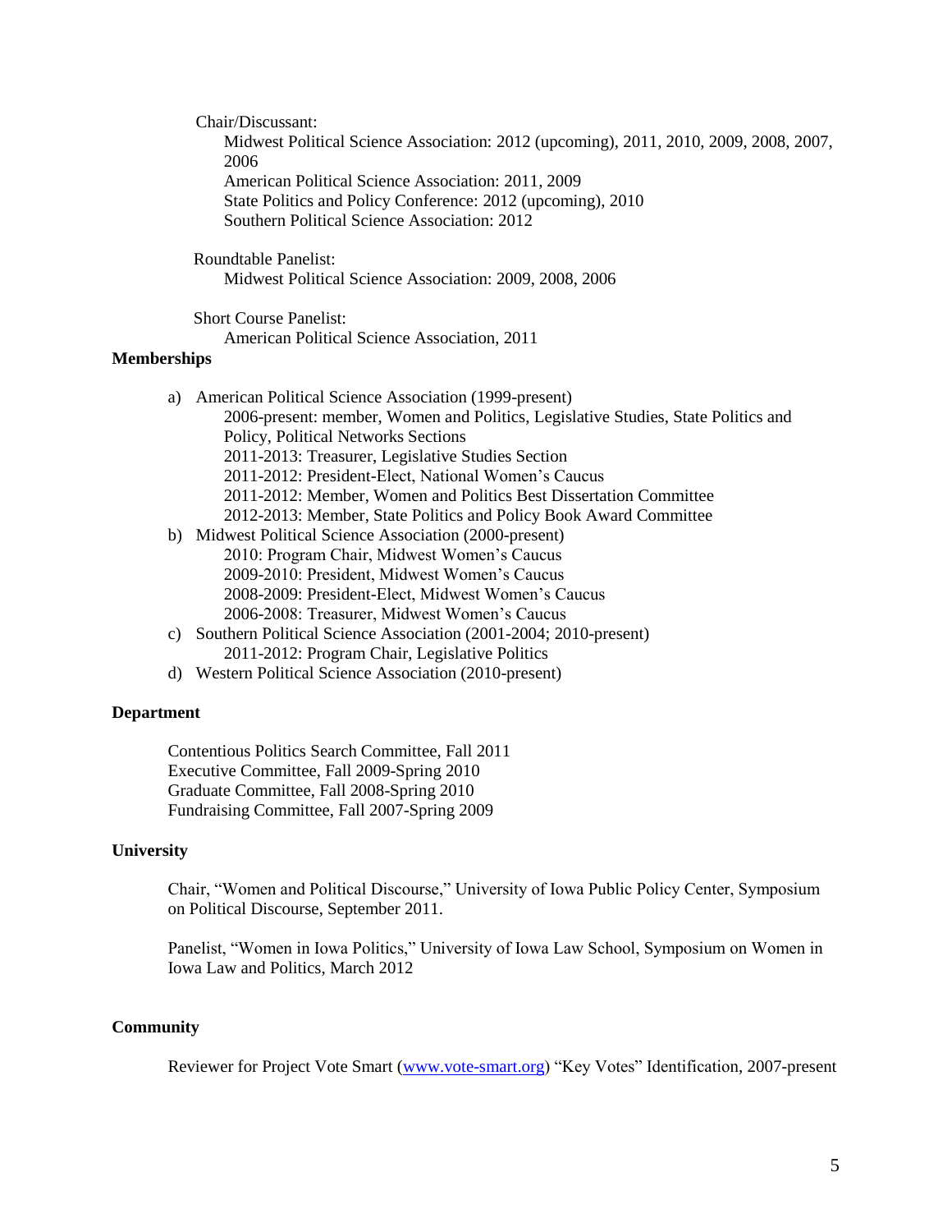Chair/Discussant:

Midwest Political Science Association: 2012 (upcoming), 2011, 2010, 2009, 2008, 2007, 2006
American Political Science Association: 2011, 2009
State Politics and Policy Conference: 2012 (upcoming), 2010
Southern Political Science Association: 2012

Roundtable Panelist:

Midwest Political Science Association: 2009, 2008, 2006

Short Course Panelist:

American Political Science Association, 2011

**Memberships**

a) American Political Science Association (1999-present)
   2006-present: member, Women and Politics, Legislative Studies, State Politics and Policy, Political Networks Sections
   2011-2013: Treasurer, Legislative Studies Section
   2011-2012: President-Elect, National Women's Caucus
   2011-2012: Member, Women and Politics Best Dissertation Committee
   2012-2013: Member, State Politics and Policy Book Award Committee
b) Midwest Political Science Association (2000-present)
   2010: Program Chair, Midwest Women's Caucus
   2009-2010: President, Midwest Women's Caucus
   2008-2009: President-Elect, Midwest Women's Caucus
   2006-2008: Treasurer, Midwest Women's Caucus
c) Southern Political Science Association (2001-2004; 2010-present)
   2011-2012: Program Chair, Legislative Politics
d) Western Political Science Association (2010-present)

**Department**

Contentious Politics Search Committee, Fall 2011
Executive Committee, Fall 2009-Spring 2010
Graduate Committee, Fall 2008-Spring 2010
Fundraising Committee, Fall 2007-Spring 2009

**University**

Chair, "Women and Political Discourse," University of Iowa Public Policy Center, Symposium on Political Discourse, September 2011.

Panelist, "Women in Iowa Politics," University of Iowa Law School, Symposium on Women in Iowa Law and Politics, March 2012

**Community**

Reviewer for Project Vote Smart (www.vote-smart.org) "Key Votes" Identification, 2007-present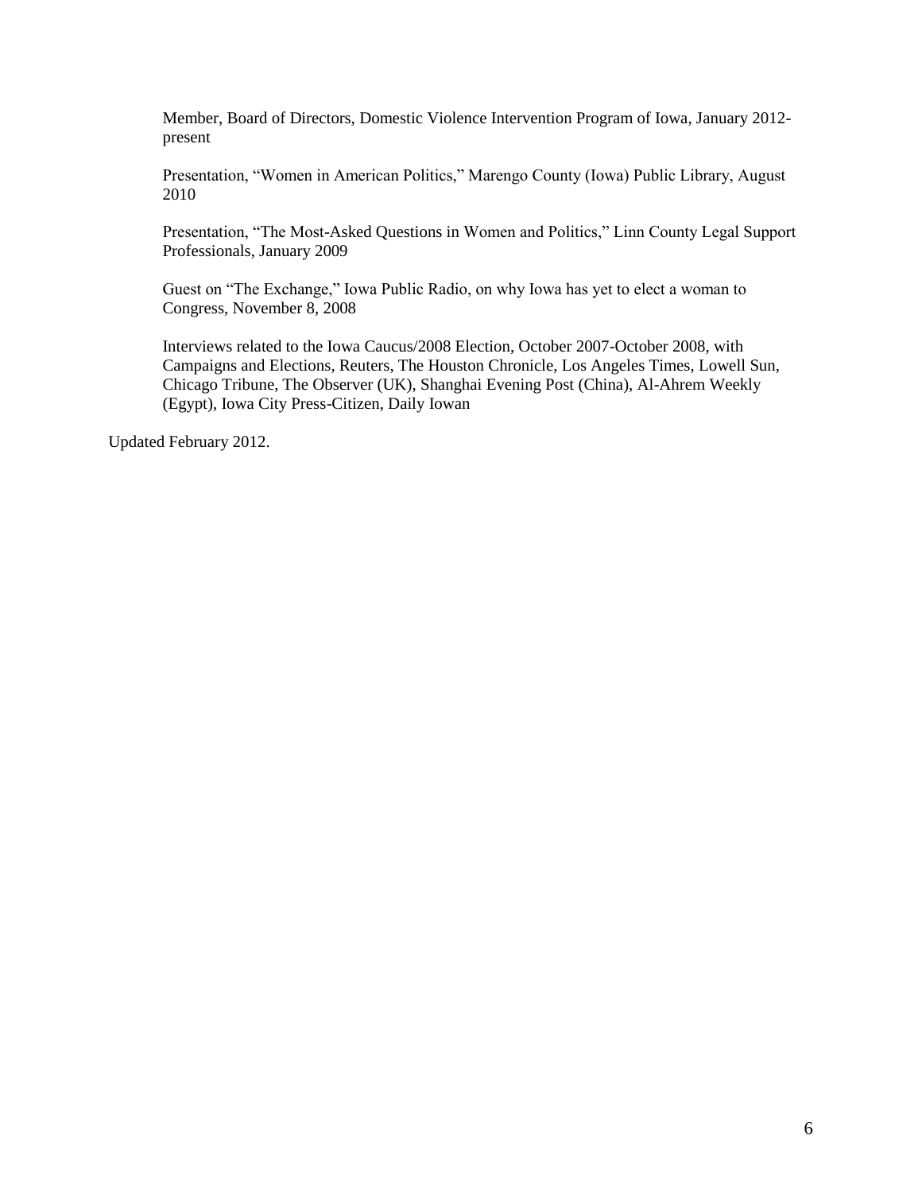Member, Board of Directors, Domestic Violence Intervention Program of Iowa, January 2012-present

Presentation, "Women in American Politics," Marengo County (Iowa) Public Library, August 2010

Presentation, "The Most-Asked Questions in Women and Politics," Linn County Legal Support Professionals, January 2009

Guest on "The Exchange," Iowa Public Radio, on why Iowa has yet to elect a woman to Congress, November 8, 2008

Interviews related to the Iowa Caucus/2008 Election, October 2007-October 2008, with Campaigns and Elections, Reuters, The Houston Chronicle, Los Angeles Times, Lowell Sun, Chicago Tribune, The Observer (UK), Shanghai Evening Post (China), Al-Ahrem Weekly (Egypt), Iowa City Press-Citizen, Daily Iowan

Updated February 2012.